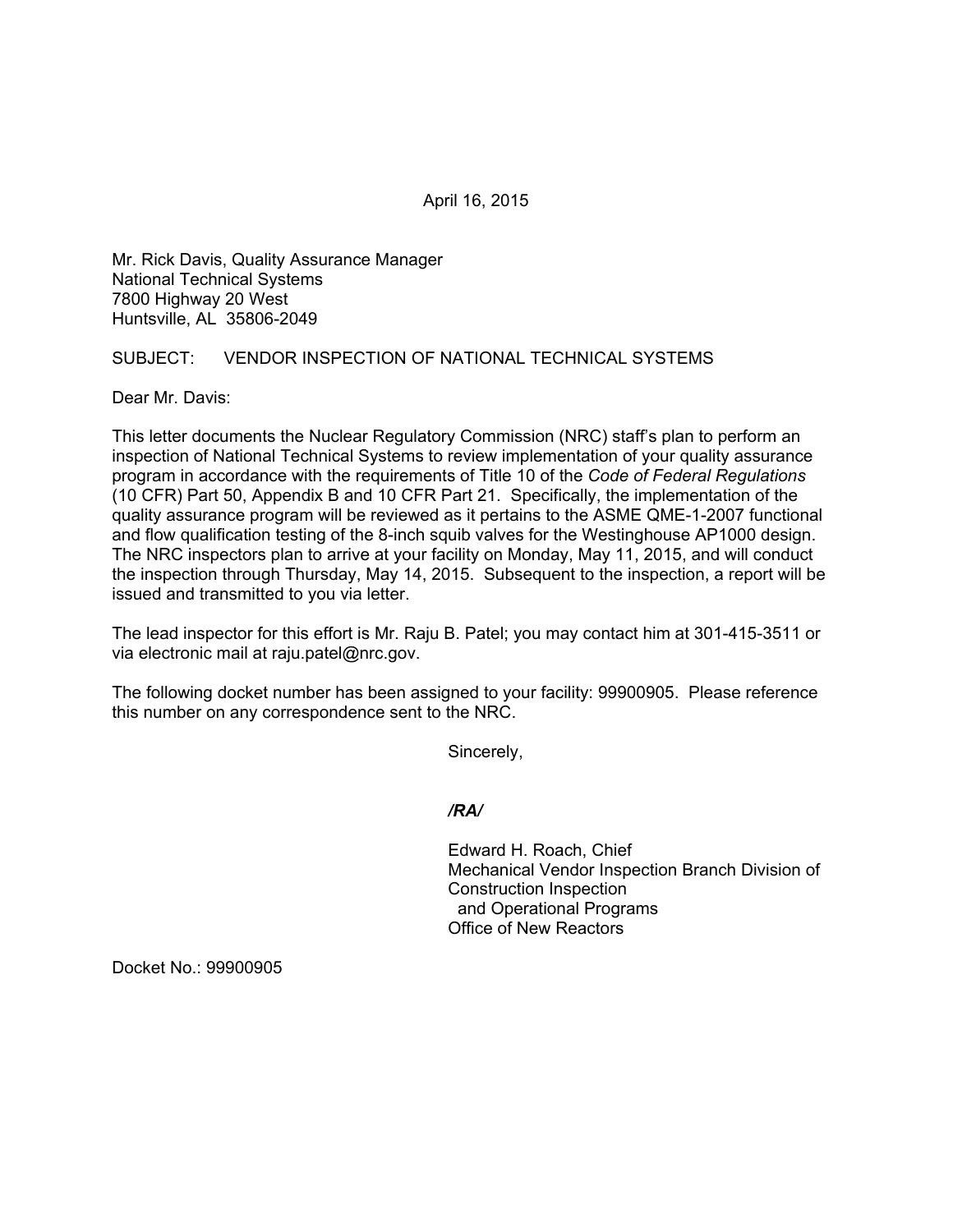April 16, 2015

Mr. Rick Davis, Quality Assurance Manager
National Technical Systems
7800 Highway 20 West
Huntsville, AL 35806-2049

SUBJECT: VENDOR INSPECTION OF NATIONAL TECHNICAL SYSTEMS

Dear Mr. Davis:

This letter documents the Nuclear Regulatory Commission (NRC) staff's plan to perform an inspection of National Technical Systems to review implementation of your quality assurance program in accordance with the requirements of Title 10 of the *Code of Federal Regulations* (10 CFR) Part 50, Appendix B and 10 CFR Part 21. Specifically, the implementation of the quality assurance program will be reviewed as it pertains to the ASME QME-1-2007 functional and flow qualification testing of the 8-inch squib valves for the Westinghouse AP1000 design. The NRC inspectors plan to arrive at your facility on Monday, May 11, 2015, and will conduct the inspection through Thursday, May 14, 2015. Subsequent to the inspection, a report will be issued and transmitted to you via letter.

The lead inspector for this effort is Mr. Raju B. Patel; you may contact him at 301-415-3511 or via electronic mail at raju.patel@nrc.gov.

The following docket number has been assigned to your facility: 99900905. Please reference this number on any correspondence sent to the NRC.

Sincerely,

***/RA/***

Edward H. Roach, Chief
Mechanical Vendor Inspection Branch Division of
Construction Inspection
and Operational Programs
Office of New Reactors

Docket No.: 99900905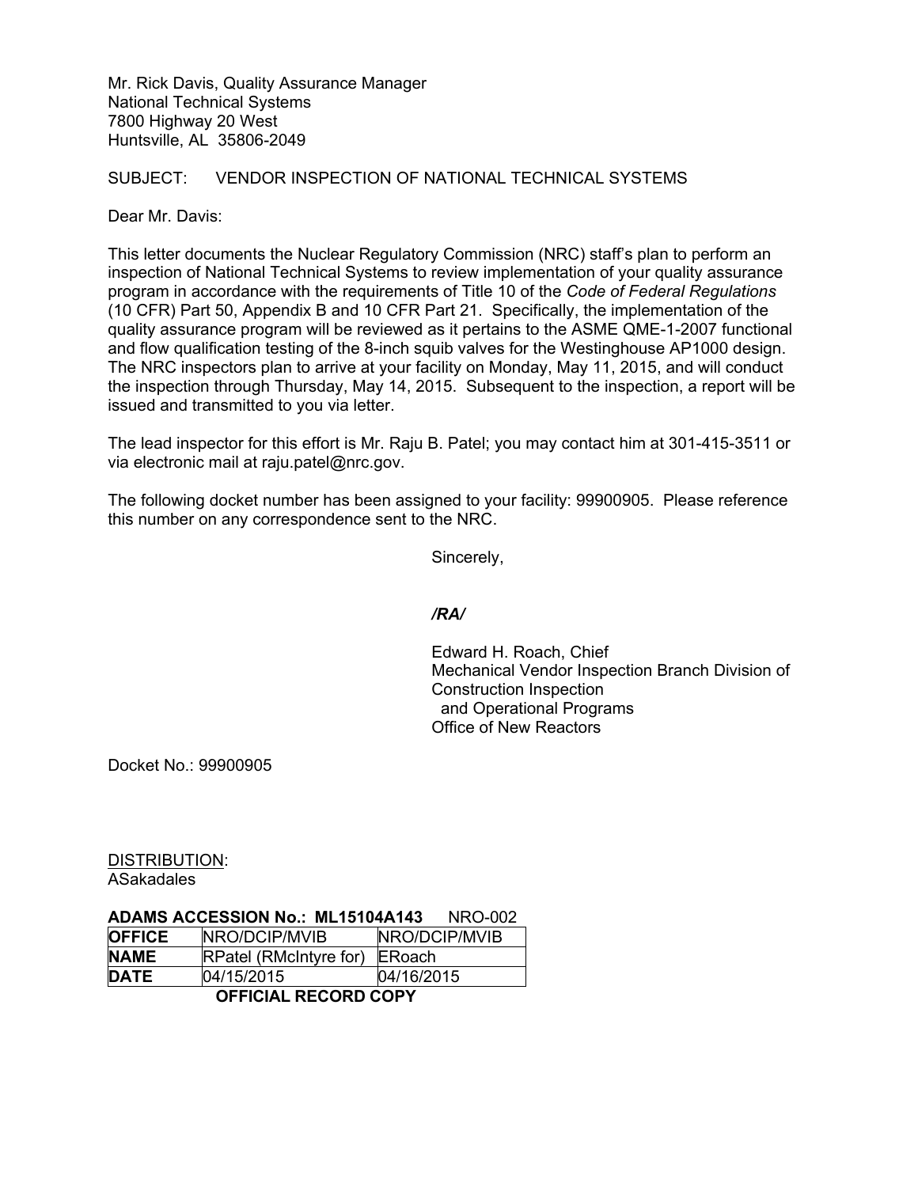Mr. Rick Davis, Quality Assurance Manager
National Technical Systems
7800 Highway 20 West
Huntsville, AL 35806-2049

SUBJECT: VENDOR INSPECTION OF NATIONAL TECHNICAL SYSTEMS

Dear Mr. Davis:

This letter documents the Nuclear Regulatory Commission (NRC) staff's plan to perform an inspection of National Technical Systems to review implementation of your quality assurance program in accordance with the requirements of Title 10 of the *Code of Federal Regulations* (10 CFR) Part 50, Appendix B and 10 CFR Part 21. Specifically, the implementation of the quality assurance program will be reviewed as it pertains to the ASME QME-1-2007 functional and flow qualification testing of the 8-inch squib valves for the Westinghouse AP1000 design. The NRC inspectors plan to arrive at your facility on Monday, May 11, 2015, and will conduct the inspection through Thursday, May 14, 2015. Subsequent to the inspection, a report will be issued and transmitted to you via letter.

The lead inspector for this effort is Mr. Raju B. Patel; you may contact him at 301-415-3511 or via electronic mail at raju.patel@nrc.gov.

The following docket number has been assigned to your facility: 99900905. Please reference this number on any correspondence sent to the NRC.

Sincerely,

***/RA/***

Edward H. Roach, Chief
Mechanical Vendor Inspection Branch Division of Construction Inspection
and Operational Programs
Office of New Reactors

Docket No.: 99900905

DISTRIBUTION:
ASakadales

**ADAMS ACCESSION No.: ML15104A143** NRO-002

| **OFFICE** | NRO/DCIP/MVIB | NRO/DCIP/MVIB |
|---|---|---|
| **NAME** | RPatel (RMcIntyre for) | ERoach |
| **DATE** | 04/15/2015 | 04/16/2015 |

**OFFICIAL RECORD COPY**